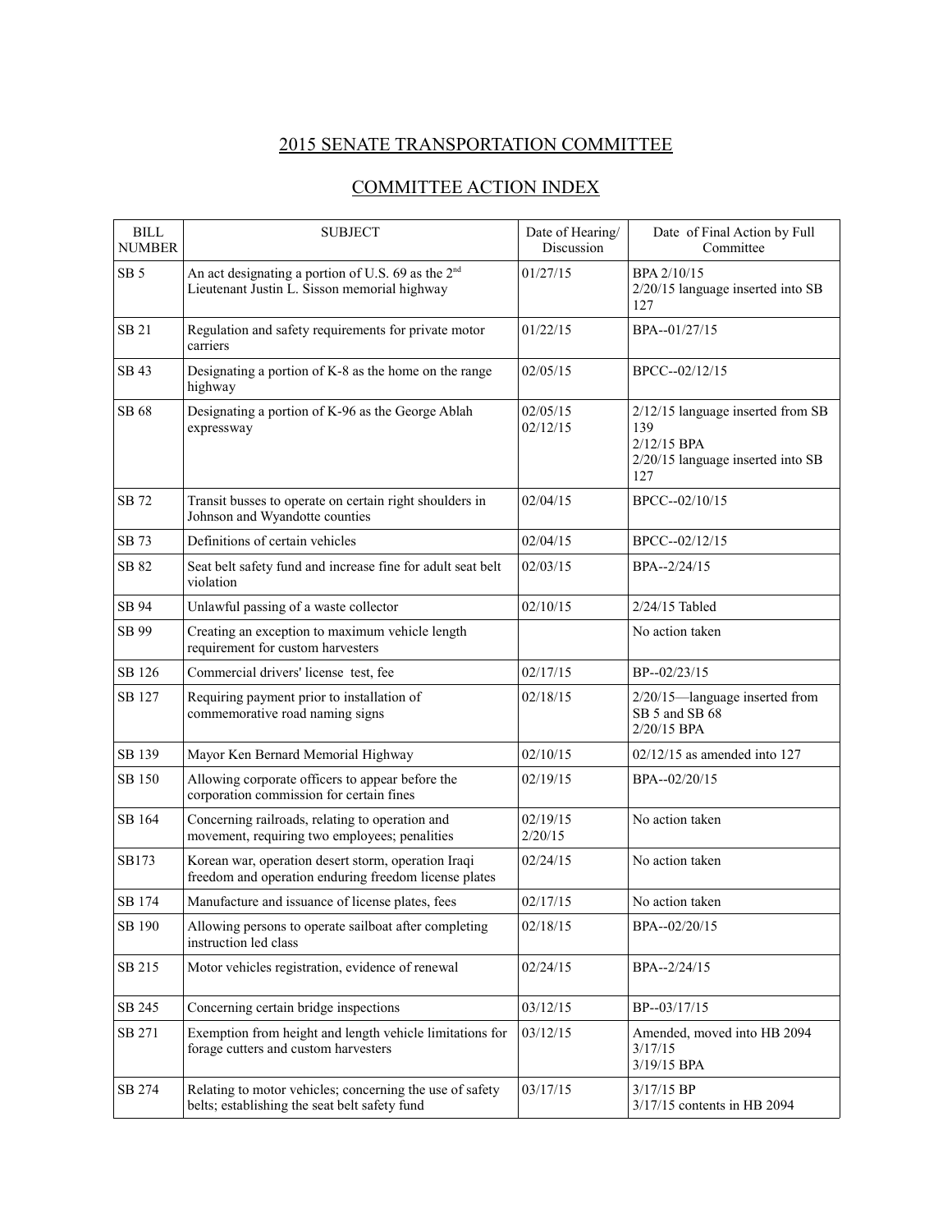# 2015 SENATE TRANSPORTATION COMMITTEE

## COMMITTEE ACTION INDEX

| BILL NUMBER | SUBJECT | Date of Hearing/ Discussion | Date of Final Action by Full Committee |
|---|---|---|---|
| SB 5 | An act designating a portion of U.S. 69 as the 2nd Lieutenant Justin L. Sisson memorial highway | 01/27/15 | BPA 2/10/15<br>2/20/15 language inserted into SB 127 |
| SB 21 | Regulation and safety requirements for private motor carriers | 01/22/15 | BPA--01/27/15 |
| SB 43 | Designating a portion of K-8 as the home on the range highway | 02/05/15 | BPCC--02/12/15 |
| SB 68 | Designating a portion of K-96 as the George Ablah expressway | 02/05/15<br>02/12/15 | 2/12/15 language inserted from SB 139<br>2/12/15 BPA<br>2/20/15 language inserted into SB 127 |
| SB 72 | Transit busses to operate on certain right shoulders in Johnson and Wyandotte counties | 02/04/15 | BPCC--02/10/15 |
| SB 73 | Definitions of certain vehicles | 02/04/15 | BPCC--02/12/15 |
| SB 82 | Seat belt safety fund and increase fine for adult seat belt violation | 02/03/15 | BPA--2/24/15 |
| SB 94 | Unlawful passing of a waste collector | 02/10/15 | 2/24/15 Tabled |
| SB 99 | Creating an exception to maximum vehicle length requirement for custom harvesters | | No action taken |
| SB 126 | Commercial drivers' license test, fee | 02/17/15 | BP--02/23/15 |
| SB 127 | Requiring payment prior to installation of commemorative road naming signs | 02/18/15 | 2/20/15—language inserted from SB 5 and SB 68<br>2/20/15 BPA |
| SB 139 | Mayor Ken Bernard Memorial Highway | 02/10/15 | 02/12/15 as amended into 127 |
| SB 150 | Allowing corporate officers to appear before the corporation commission for certain fines | 02/19/15 | BPA--02/20/15 |
| SB 164 | Concerning railroads, relating to operation and movement, requiring two employees; penalities | 02/19/15<br>2/20/15 | No action taken |
| SB173 | Korean war, operation desert storm, operation Iraqi freedom and operation enduring freedom license plates | 02/24/15 | No action taken |
| SB 174 | Manufacture and issuance of license plates, fees | 02/17/15 | No action taken |
| SB 190 | Allowing persons to operate sailboat after completing instruction led class | 02/18/15 | BPA--02/20/15 |
| SB 215 | Motor vehicles registration, evidence of renewal | 02/24/15 | BPA--2/24/15 |
| SB 245 | Concerning certain bridge inspections | 03/12/15 | BP--03/17/15 |
| SB 271 | Exemption from height and length vehicle limitations for forage cutters and custom harvesters | 03/12/15 | Amended, moved into HB 2094 3/17/15<br>3/19/15 BPA |
| SB 274 | Relating to motor vehicles; concerning the use of safety belts; establishing the seat belt safety fund | 03/17/15 | 3/17/15 BP<br>3/17/15 contents in HB 2094 |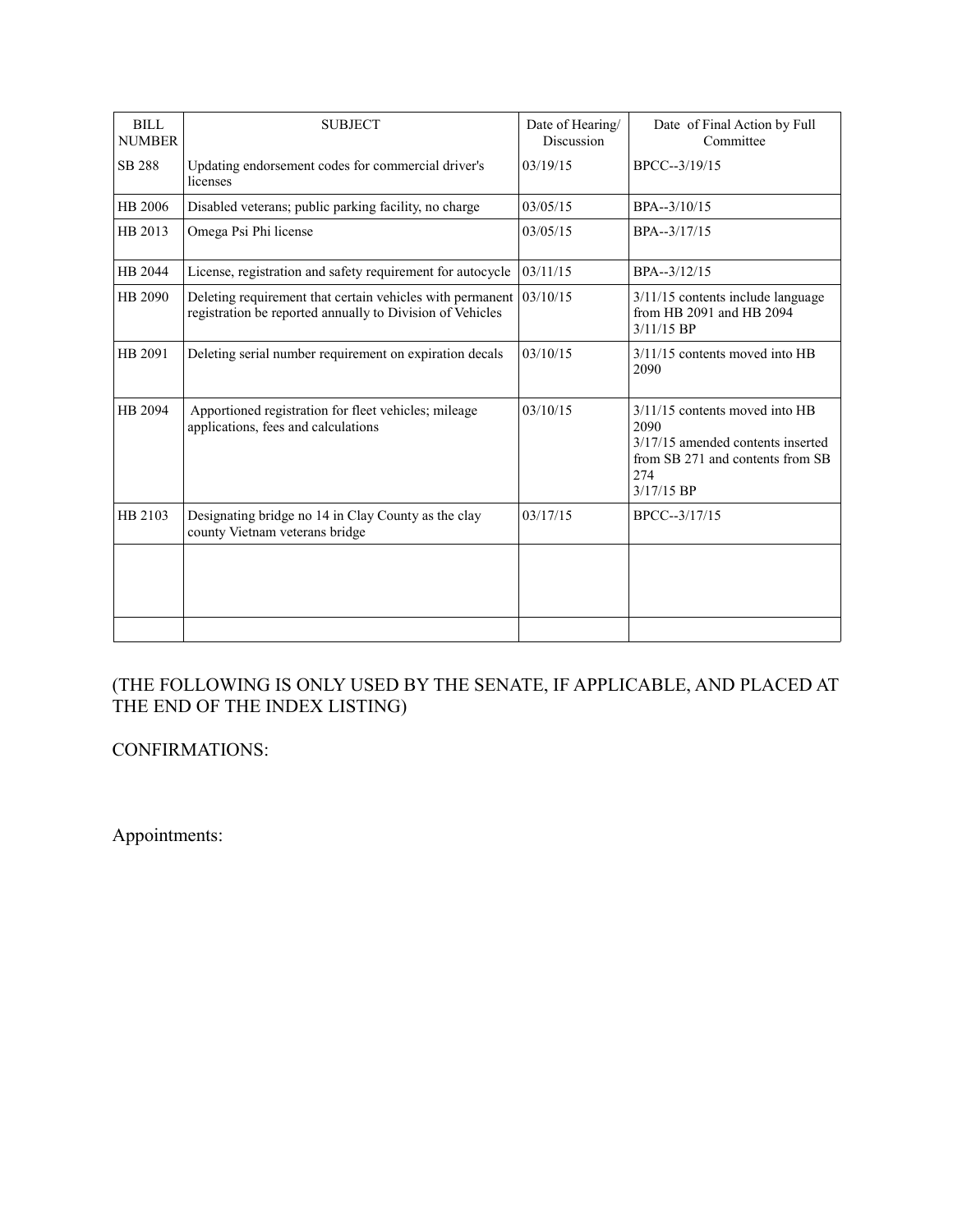| BILL NUMBER | SUBJECT | Date of Hearing/ Discussion | Date of Final Action by Full Committee |
|---|---|---|---|
| SB 288 | Updating endorsement codes for commercial driver's licenses | 03/19/15 | BPCC--3/19/15 |
| HB 2006 | Disabled veterans; public parking facility, no charge | 03/05/15 | BPA--3/10/15 |
| HB 2013 | Omega Psi Phi license | 03/05/15 | BPA--3/17/15 |
| HB 2044 | License, registration and safety requirement for autocycle | 03/11/15 | BPA--3/12/15 |
| HB 2090 | Deleting requirement that certain vehicles with permanent registration be reported annually to Division of Vehicles | 03/10/15 | 3/11/15 contents include language from HB 2091 and HB 2094<br>3/11/15 BP |
| HB 2091 | Deleting serial number requirement on expiration decals | 03/10/15 | 3/11/15 contents moved into HB 2090 |
| HB 2094 | Apportioned registration for fleet vehicles; mileage applications, fees and calculations | 03/10/15 | 3/11/15 contents moved into HB 2090<br>3/17/15 amended contents inserted from SB 271 and contents from SB 274<br>3/17/15 BP |
| HB 2103 | Designating bridge no 14 in Clay County as the clay county Vietnam veterans bridge | 03/17/15 | BPCC--3/17/15 |
| | | | |
| | | | |

(THE FOLLOWING IS ONLY USED BY THE SENATE, IF APPLICABLE, AND PLACED AT THE END OF THE INDEX LISTING)

CONFIRMATIONS:

Appointments: